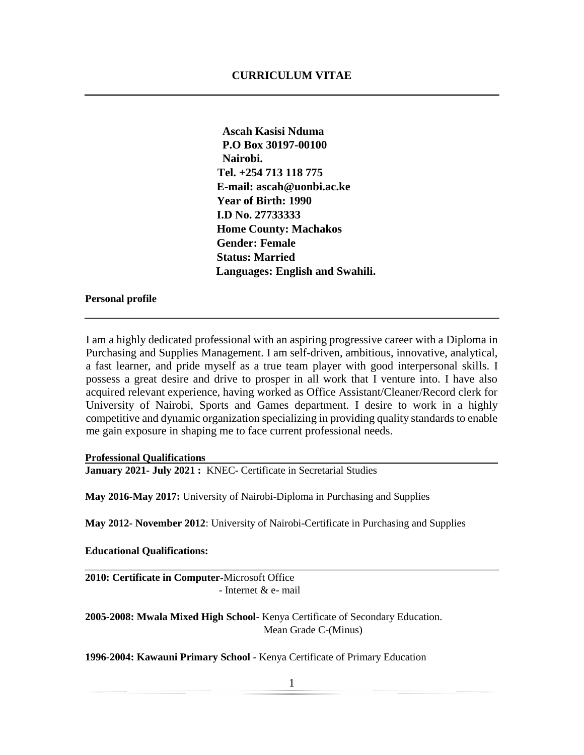# CURRICULUM VITAE

**Ascah Kasisi Nduma**
**P.O Box 30197-00100**
**Nairobi.**
**Tel. +254 713 118 775**
**E-mail: ascah@uonbi.ac.ke**
**Year of Birth: 1990**
**I.D No. 27733333**
**Home County: Machakos**
**Gender: Female**
**Status: Married**
**Languages: English and Swahili.**

## Personal profile

I am a highly dedicated professional with an aspiring progressive career with a Diploma in Purchasing and Supplies Management. I am self-driven, ambitious, innovative, analytical, a fast learner, and pride myself as a true team player with good interpersonal skills. I possess a great desire and drive to prosper in all work that I venture into. I have also acquired relevant experience, having worked as Office Assistant/Cleaner/Record clerk for University of Nairobi, Sports and Games department. I desire to work in a highly competitive and dynamic organization specializing in providing quality standards to enable me gain exposure in shaping me to face current professional needs.

## Professional Qualifications

**January 2021- July 2021 :** KNEC- Certificate in Secretarial Studies

**May 2016-May 2017:** University of Nairobi-Diploma in Purchasing and Supplies

**May 2012- November 2012**: University of Nairobi-Certificate in Purchasing and Supplies

## Educational Qualifications:

**2010: Certificate in Computer-**Microsoft Office
- Internet & e- mail

**2005-2008: Mwala Mixed High School**- Kenya Certificate of Secondary Education.
Mean Grade C-(Minus)

**1996-2004: Kawauni Primary School -** Kenya Certificate of Primary Education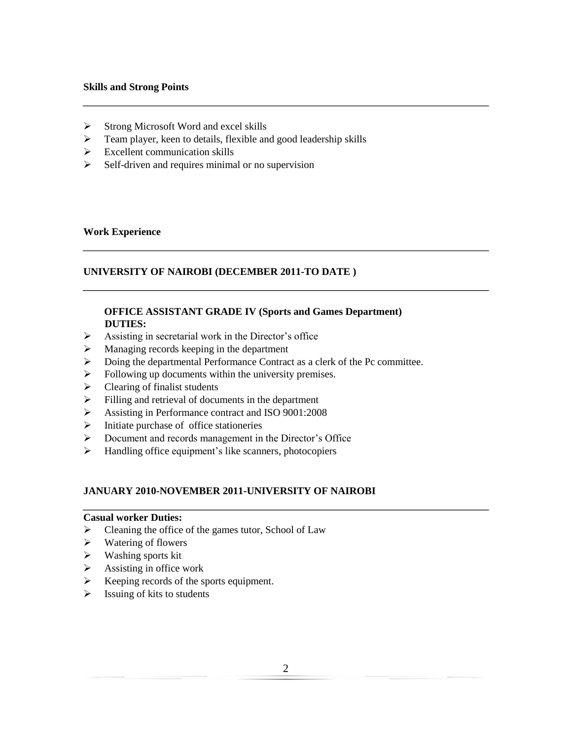**Skills and Strong Points**

---

- Strong Microsoft Word and excel skills
- Team player, keen to details, flexible and good leadership skills
- Excellent communication skills
- Self-driven and requires minimal or no supervision

**Work Experience**

---

**UNIVERSITY OF NAIROBI (DECEMBER 2011-TO DATE )**

---

**OFFICE ASSISTANT GRADE IV (Sports and Games Department)**
**DUTIES:**

- Assisting in secretarial work in the Director's office
- Managing records keeping in the department
- Doing the departmental Performance Contract as a clerk of the Pc committee.
- Following up documents within the university premises.
- Clearing of finalist students
- Filling and retrieval of documents in the department
- Assisting in Performance contract and ISO 9001:2008
- Initiate purchase of office stationeries
- Document and records management in the Director's Office
- Handling office equipment's like scanners, photocopiers

**JANUARY 2010-NOVEMBER 2011-UNIVERSITY OF NAIROBI**

---

**Casual worker Duties:**

- Cleaning the office of the games tutor, School of Law
- Watering of flowers
- Washing sports kit
- Assisting in office work
- Keeping records of the sports equipment.
- Issuing of kits to students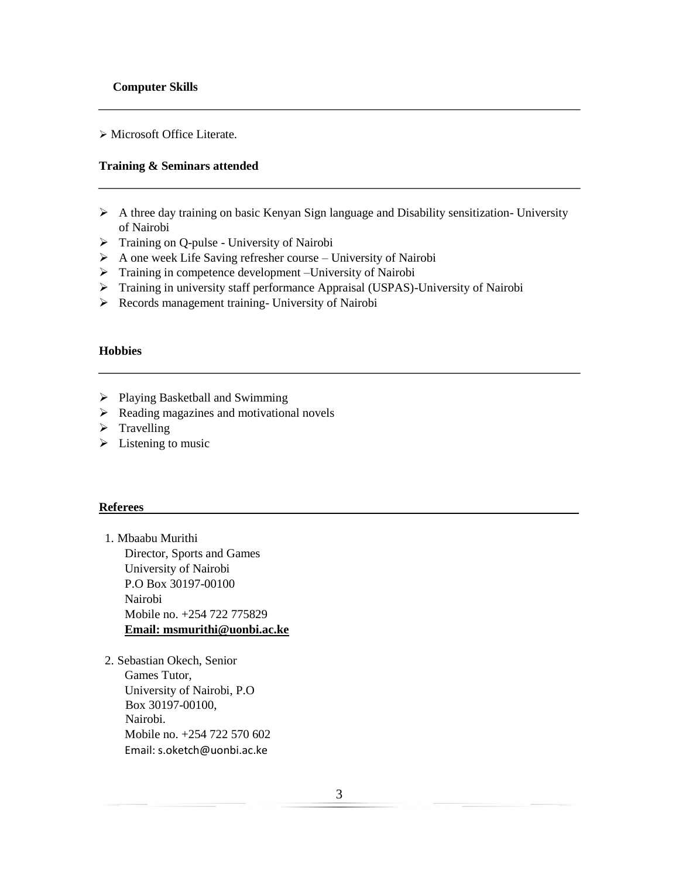**Computer Skills**

- Microsoft Office Literate.

**Training & Seminars attended**

- A three day training on basic Kenyan Sign language and Disability sensitization- University of Nairobi
- Training on Q-pulse - University of Nairobi
- A one week Life Saving refresher course – University of Nairobi
- Training in competence development –University of Nairobi
- Training in university staff performance Appraisal (USPAS)-University of Nairobi
- Records management training- University of Nairobi

**Hobbies**

- Playing Basketball and Swimming
- Reading magazines and motivational novels
- Travelling
- Listening to music

**Referees**

1. Mbaabu Murithi
   Director, Sports and Games
   University of Nairobi
   P.O Box 30197-00100
   Nairobi
   Mobile no. +254 722 775829
   **Email: msmurithi@uonbi.ac.ke**

2. Sebastian Okech, Senior
   Games Tutor,
   University of Nairobi, P.O
   Box 30197-00100,
   Nairobi.
   Mobile no. +254 722 570 602
   Email: s.oketch@uonbi.ac.ke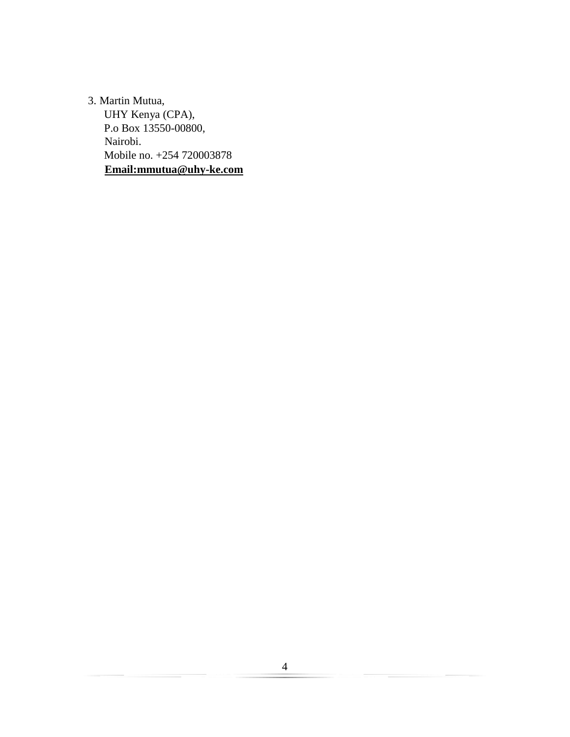3. Martin Mutua,
   UHY Kenya (CPA),
   P.o Box 13550-00800,
   Nairobi.
   Mobile no. +254 720003878
   **Email:mmutua@uhy-ke.com**